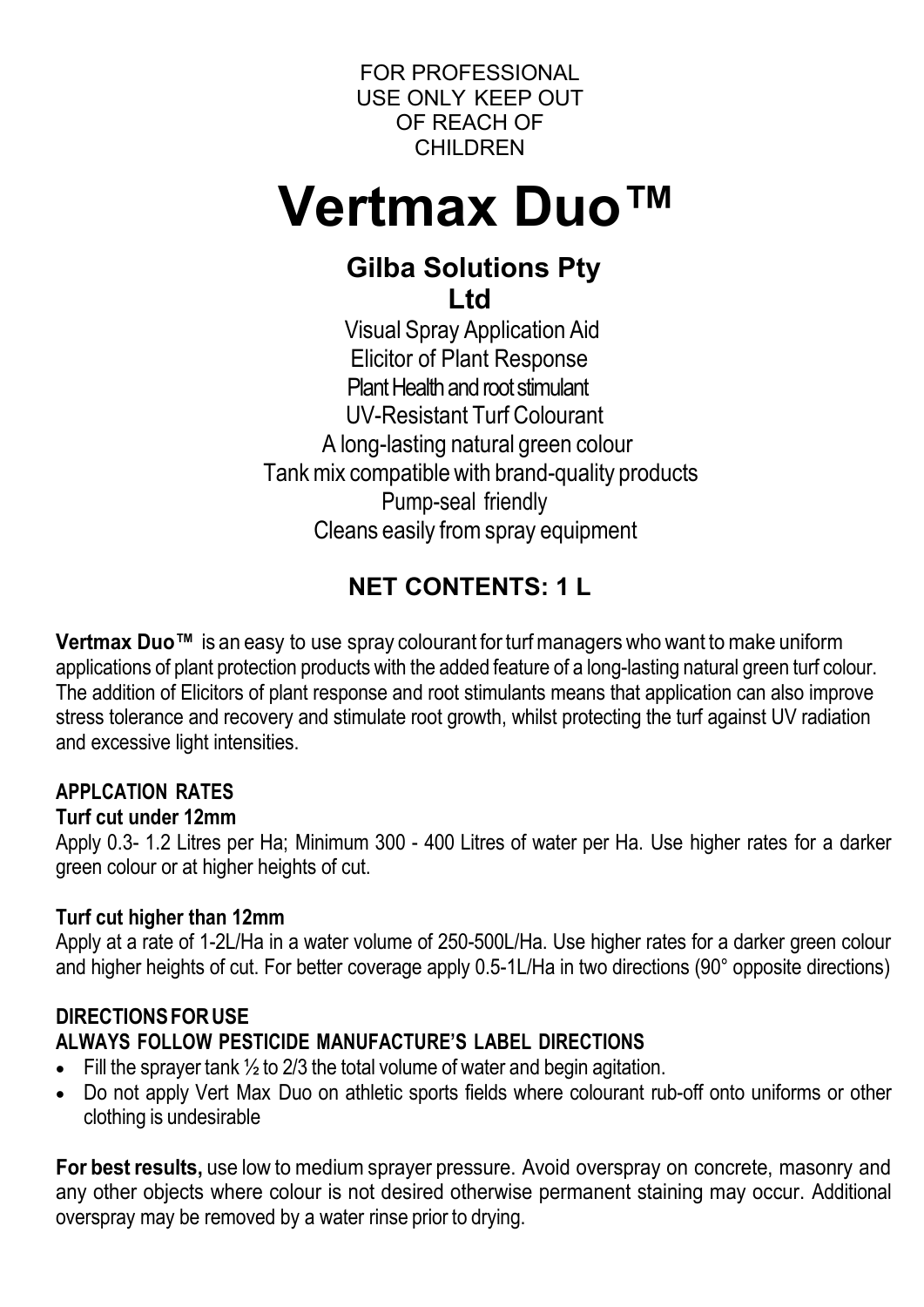FOR PROFESSIONAL USE ONLY KEEP OUT OF REACH OF CHILDREN

# Vertmax Duo™

## Gilba Solutions Pty Ltd

Visual Spray Application Aid
Elicitor of Plant Response
Plant Health and root stimulant
UV-Resistant Turf Colourant
A long-lasting natural green colour
Tank mix compatible with brand-quality products
Pump-seal friendly
Cleans easily from spray equipment

### NET CONTENTS: 1 L

**Vertmax Duo™** is an easy to use spray colourant for turf managers who want to make uniform applications of plant protection products with the added feature of a long-lasting natural green turf colour. The addition of Elicitors of plant response and root stimulants means that application can also improve stress tolerance and recovery and stimulate root growth, whilst protecting the turf against UV radiation and excessive light intensities.

**APPLCATION RATES**

**Turf cut under 12mm**

Apply 0.3- 1.2 Litres per Ha; Minimum 300 - 400 Litres of water per Ha. Use higher rates for a darker green colour or at higher heights of cut.

**Turf cut higher than 12mm**

Apply at a rate of 1-2L/Ha in a water volume of 250-500L/Ha. Use higher rates for a darker green colour and higher heights of cut. For better coverage apply 0.5-1L/Ha in two directions (90° opposite directions)

**DIRECTIONS FOR USE**

**ALWAYS FOLLOW PESTICIDE MANUFACTURE'S LABEL DIRECTIONS**

- Fill the sprayer tank ½ to 2/3 the total volume of water and begin agitation.
- Do not apply Vert Max Duo on athletic sports fields where colourant rub-off onto uniforms or other clothing is undesirable

**For best results,** use low to medium sprayer pressure. Avoid overspray on concrete, masonry and any other objects where colour is not desired otherwise permanent staining may occur. Additional overspray may be removed by a water rinse prior to drying.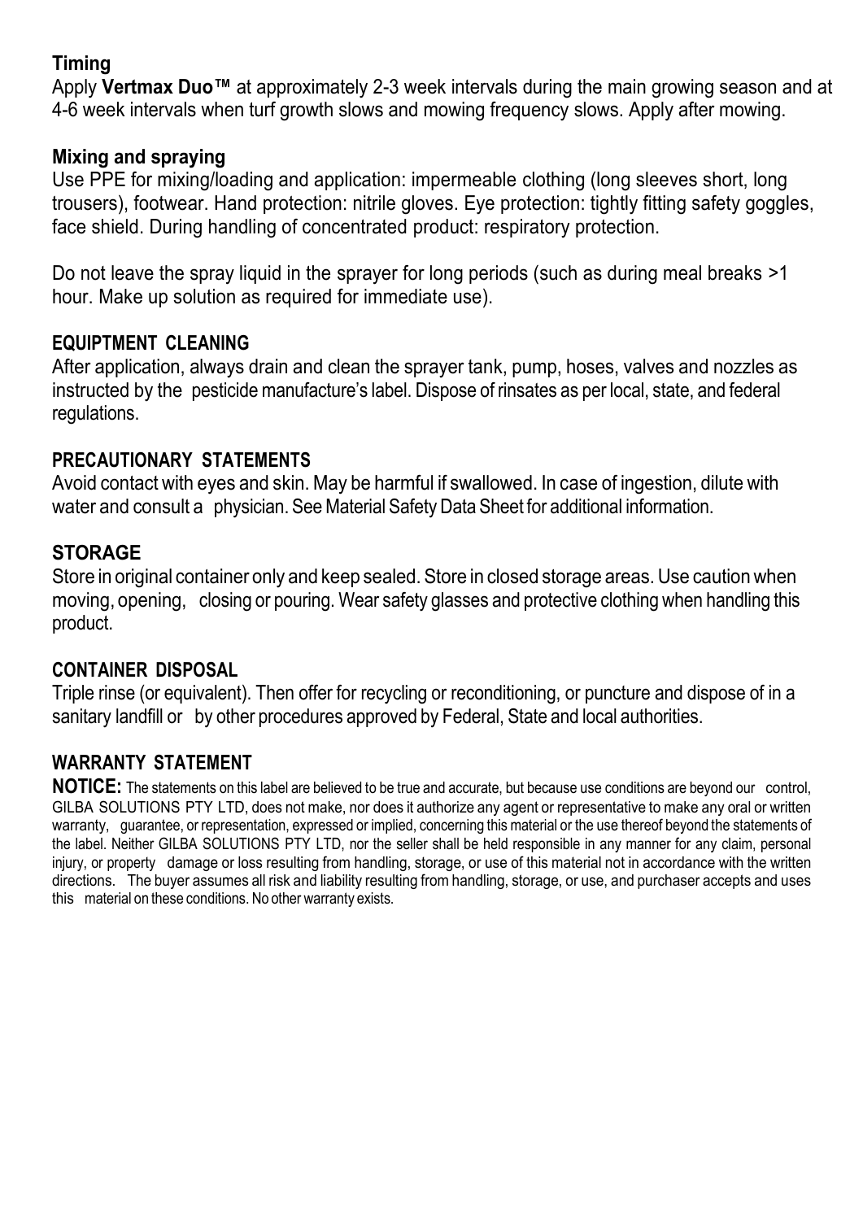### Timing

Apply **Vertmax Duo™** at approximately 2-3 week intervals during the main growing season and at 4-6 week intervals when turf growth slows and mowing frequency slows. Apply after mowing.

### Mixing and spraying

Use PPE for mixing/loading and application: impermeable clothing (long sleeves short, long trousers), footwear. Hand protection: nitrile gloves. Eye protection: tightly fitting safety goggles, face shield. During handling of concentrated product: respiratory protection.

Do not leave the spray liquid in the sprayer for long periods (such as during meal breaks >1 hour. Make up solution as required for immediate use).

### EQUIPTMENT CLEANING

After application, always drain and clean the sprayer tank, pump, hoses, valves and nozzles as instructed by the pesticide manufacture's label. Dispose of rinsates as per local, state, and federal regulations.

### PRECAUTIONARY STATEMENTS

Avoid contact with eyes and skin. May be harmful if swallowed. In case of ingestion, dilute with water and consult a physician. See Material Safety Data Sheet for additional information.

### STORAGE

Store in original container only and keep sealed. Store in closed storage areas. Use caution when moving, opening, closing or pouring. Wear safety glasses and protective clothing when handling this product.

### CONTAINER DISPOSAL

Triple rinse (or equivalent). Then offer for recycling or reconditioning, or puncture and dispose of in a sanitary landfill or by other procedures approved by Federal, State and local authorities.

### WARRANTY STATEMENT

**NOTICE:** The statements on this label are believed to be true and accurate, but because use conditions are beyond our control, GILBA SOLUTIONS PTY LTD, does not make, nor does it authorize any agent or representative to make any oral or written warranty, guarantee, or representation, expressed or implied, concerning this material or the use thereof beyond the statements of the label. Neither GILBA SOLUTIONS PTY LTD, nor the seller shall be held responsible in any manner for any claim, personal injury, or property damage or loss resulting from handling, storage, or use of this material not in accordance with the written directions. The buyer assumes all risk and liability resulting from handling, storage, or use, and purchaser accepts and uses this material on these conditions. No other warranty exists.